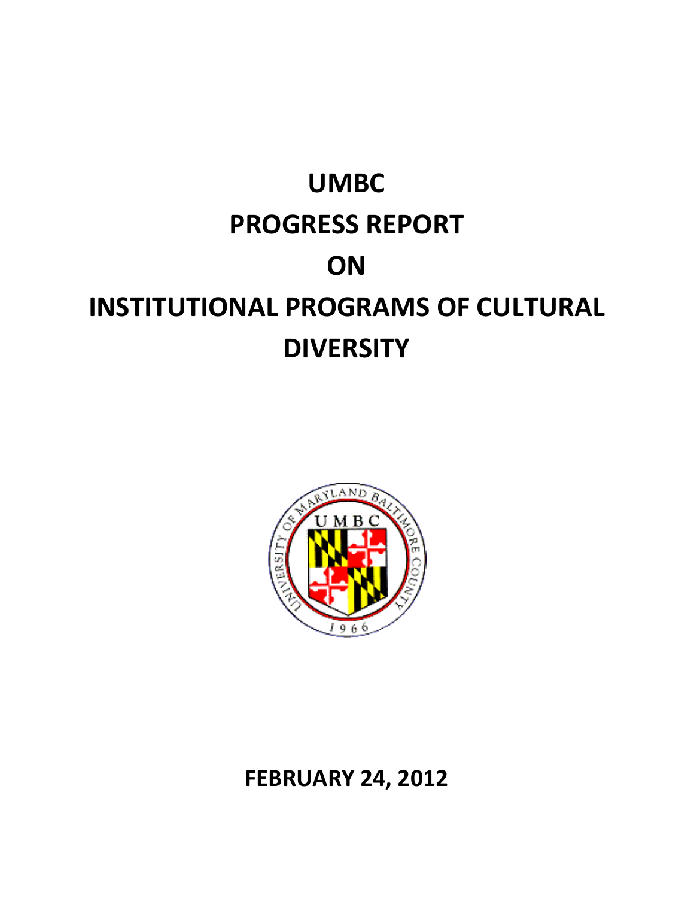# UMBC
# PROGRESS REPORT
# ON
# INSTITUTIONAL PROGRAMS OF CULTURAL DIVERSITY

**FEBRUARY 24, 2012**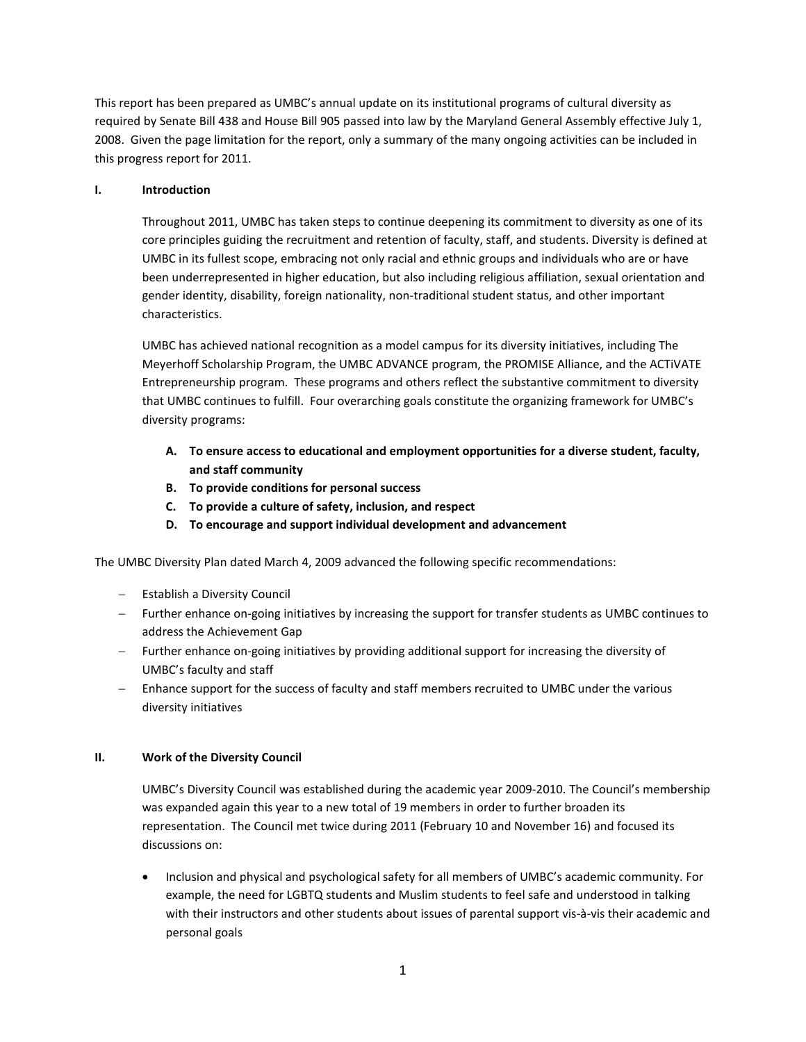This report has been prepared as UMBC's annual update on its institutional programs of cultural diversity as required by Senate Bill 438 and House Bill 905 passed into law by the Maryland General Assembly effective July 1, 2008. Given the page limitation for the report, only a summary of the many ongoing activities can be included in this progress report for 2011.

## I. Introduction

Throughout 2011, UMBC has taken steps to continue deepening its commitment to diversity as one of its core principles guiding the recruitment and retention of faculty, staff, and students. Diversity is defined at UMBC in its fullest scope, embracing not only racial and ethnic groups and individuals who are or have been underrepresented in higher education, but also including religious affiliation, sexual orientation and gender identity, disability, foreign nationality, non-traditional student status, and other important characteristics.

UMBC has achieved national recognition as a model campus for its diversity initiatives, including The Meyerhoff Scholarship Program, the UMBC ADVANCE program, the PROMISE Alliance, and the ACTiVATE Entrepreneurship program. These programs and others reflect the substantive commitment to diversity that UMBC continues to fulfill. Four overarching goals constitute the organizing framework for UMBC's diversity programs:

- **A. To ensure access to educational and employment opportunities for a diverse student, faculty, and staff community**
- **B. To provide conditions for personal success**
- **C. To provide a culture of safety, inclusion, and respect**
- **D. To encourage and support individual development and advancement**

The UMBC Diversity Plan dated March 4, 2009 advanced the following specific recommendations:

- Establish a Diversity Council
- Further enhance on-going initiatives by increasing the support for transfer students as UMBC continues to address the Achievement Gap
- Further enhance on-going initiatives by providing additional support for increasing the diversity of UMBC's faculty and staff
- Enhance support for the success of faculty and staff members recruited to UMBC under the various diversity initiatives

## II. Work of the Diversity Council

UMBC's Diversity Council was established during the academic year 2009-2010. The Council's membership was expanded again this year to a new total of 19 members in order to further broaden its representation. The Council met twice during 2011 (February 10 and November 16) and focused its discussions on:

- Inclusion and physical and psychological safety for all members of UMBC's academic community. For example, the need for LGBTQ students and Muslim students to feel safe and understood in talking with their instructors and other students about issues of parental support vis-à-vis their academic and personal goals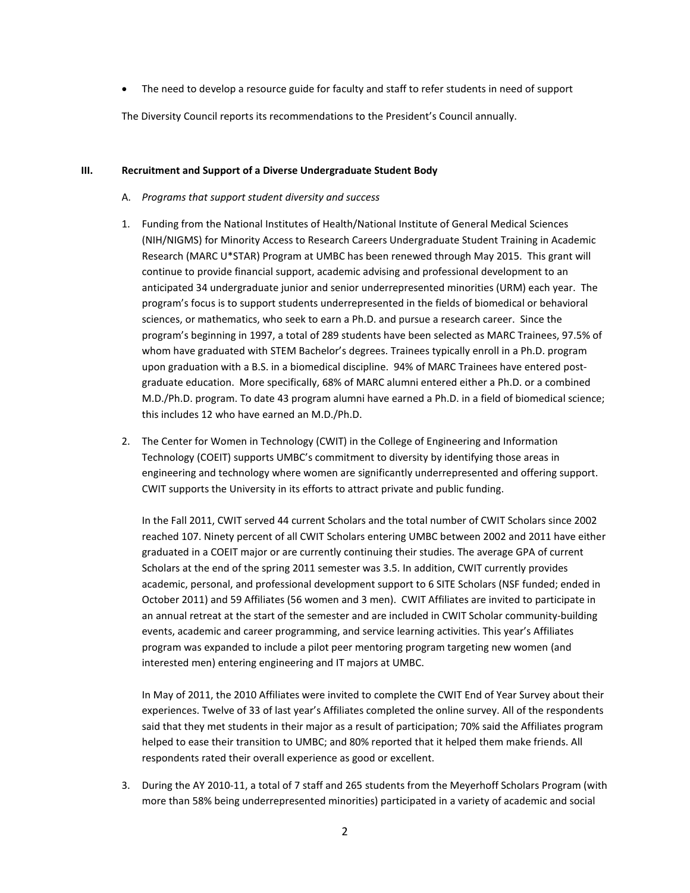- The need to develop a resource guide for faculty and staff to refer students in need of support

The Diversity Council reports its recommendations to the President's Council annually.

## III. Recruitment and Support of a Diverse Undergraduate Student Body

A. *Programs that support student diversity and success*

1. Funding from the National Institutes of Health/National Institute of General Medical Sciences (NIH/NIGMS) for Minority Access to Research Careers Undergraduate Student Training in Academic Research (MARC U*STAR) Program at UMBC has been renewed through May 2015. This grant will continue to provide financial support, academic advising and professional development to an anticipated 34 undergraduate junior and senior underrepresented minorities (URM) each year. The program's focus is to support students underrepresented in the fields of biomedical or behavioral sciences, or mathematics, who seek to earn a Ph.D. and pursue a research career. Since the program's beginning in 1997, a total of 289 students have been selected as MARC Trainees, 97.5% of whom have graduated with STEM Bachelor's degrees. Trainees typically enroll in a Ph.D. program upon graduation with a B.S. in a biomedical discipline. 94% of MARC Trainees have entered post-graduate education. More specifically, 68% of MARC alumni entered either a Ph.D. or a combined M.D./Ph.D. program. To date 43 program alumni have earned a Ph.D. in a field of biomedical science; this includes 12 who have earned an M.D./Ph.D.

2. The Center for Women in Technology (CWIT) in the College of Engineering and Information Technology (COEIT) supports UMBC's commitment to diversity by identifying those areas in engineering and technology where women are significantly underrepresented and offering support. CWIT supports the University in its efforts to attract private and public funding.

   In the Fall 2011, CWIT served 44 current Scholars and the total number of CWIT Scholars since 2002 reached 107. Ninety percent of all CWIT Scholars entering UMBC between 2002 and 2011 have either graduated in a COEIT major or are currently continuing their studies. The average GPA of current Scholars at the end of the spring 2011 semester was 3.5. In addition, CWIT currently provides academic, personal, and professional development support to 6 SITE Scholars (NSF funded; ended in October 2011) and 59 Affiliates (56 women and 3 men). CWIT Affiliates are invited to participate in an annual retreat at the start of the semester and are included in CWIT Scholar community-building events, academic and career programming, and service learning activities. This year's Affiliates program was expanded to include a pilot peer mentoring program targeting new women (and interested men) entering engineering and IT majors at UMBC.

   In May of 2011, the 2010 Affiliates were invited to complete the CWIT End of Year Survey about their experiences. Twelve of 33 of last year's Affiliates completed the online survey. All of the respondents said that they met students in their major as a result of participation; 70% said the Affiliates program helped to ease their transition to UMBC; and 80% reported that it helped them make friends. All respondents rated their overall experience as good or excellent.

3. During the AY 2010-11, a total of 7 staff and 265 students from the Meyerhoff Scholars Program (with more than 58% being underrepresented minorities) participated in a variety of academic and social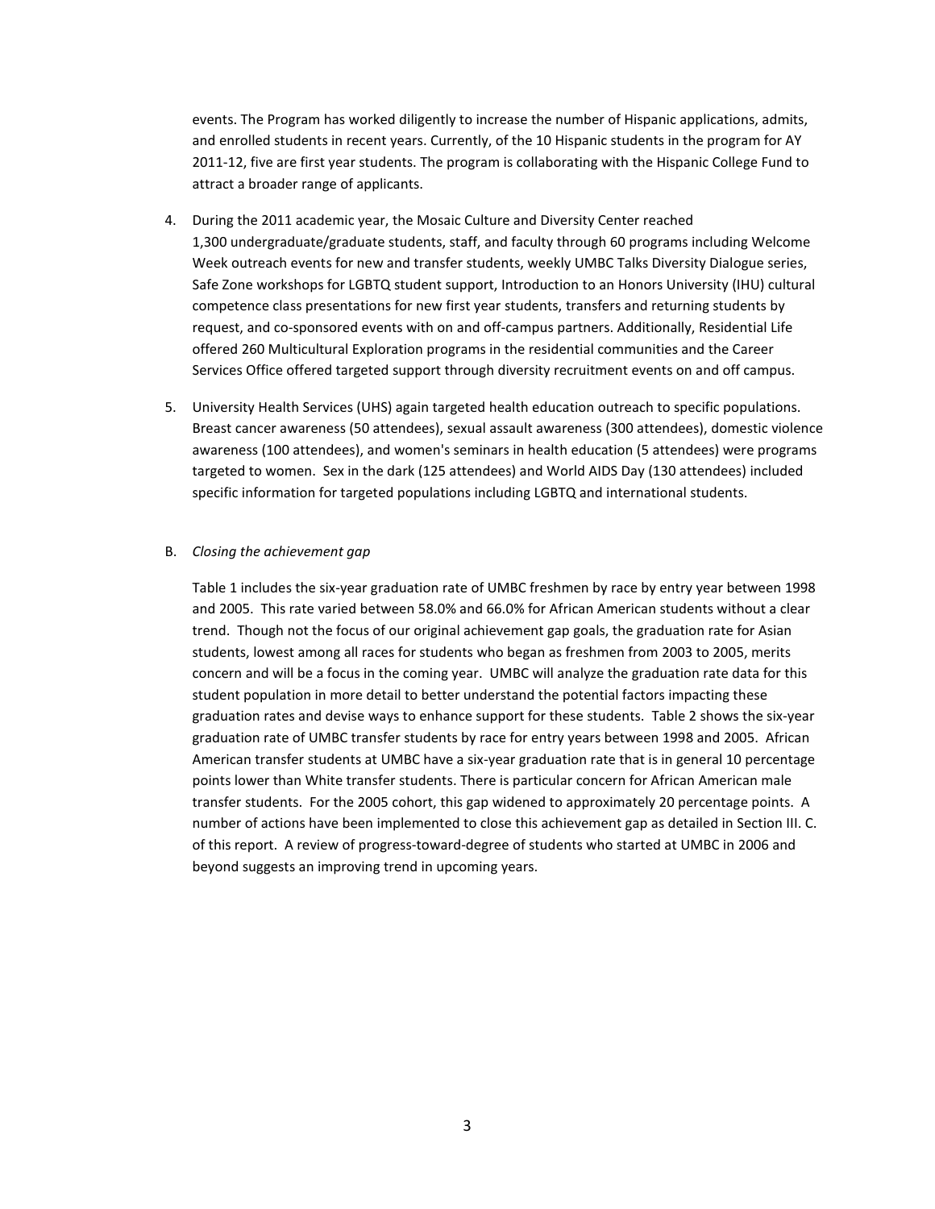events. The Program has worked diligently to increase the number of Hispanic applications, admits, and enrolled students in recent years. Currently, of the 10 Hispanic students in the program for AY 2011-12, five are first year students. The program is collaborating with the Hispanic College Fund to attract a broader range of applicants.

4. During the 2011 academic year, the Mosaic Culture and Diversity Center reached 1,300 undergraduate/graduate students, staff, and faculty through 60 programs including Welcome Week outreach events for new and transfer students, weekly UMBC Talks Diversity Dialogue series, Safe Zone workshops for LGBTQ student support, Introduction to an Honors University (IHU) cultural competence class presentations for new first year students, transfers and returning students by request, and co-sponsored events with on and off-campus partners. Additionally, Residential Life offered 260 Multicultural Exploration programs in the residential communities and the Career Services Office offered targeted support through diversity recruitment events on and off campus.

5. University Health Services (UHS) again targeted health education outreach to specific populations. Breast cancer awareness (50 attendees), sexual assault awareness (300 attendees), domestic violence awareness (100 attendees), and women's seminars in health education (5 attendees) were programs targeted to women. Sex in the dark (125 attendees) and World AIDS Day (130 attendees) included specific information for targeted populations including LGBTQ and international students.

B. *Closing the achievement gap*

Table 1 includes the six-year graduation rate of UMBC freshmen by race by entry year between 1998 and 2005. This rate varied between 58.0% and 66.0% for African American students without a clear trend. Though not the focus of our original achievement gap goals, the graduation rate for Asian students, lowest among all races for students who began as freshmen from 2003 to 2005, merits concern and will be a focus in the coming year. UMBC will analyze the graduation rate data for this student population in more detail to better understand the potential factors impacting these graduation rates and devise ways to enhance support for these students. Table 2 shows the six-year graduation rate of UMBC transfer students by race for entry years between 1998 and 2005. African American transfer students at UMBC have a six-year graduation rate that is in general 10 percentage points lower than White transfer students. There is particular concern for African American male transfer students. For the 2005 cohort, this gap widened to approximately 20 percentage points. A number of actions have been implemented to close this achievement gap as detailed in Section III. C. of this report. A review of progress-toward-degree of students who started at UMBC in 2006 and beyond suggests an improving trend in upcoming years.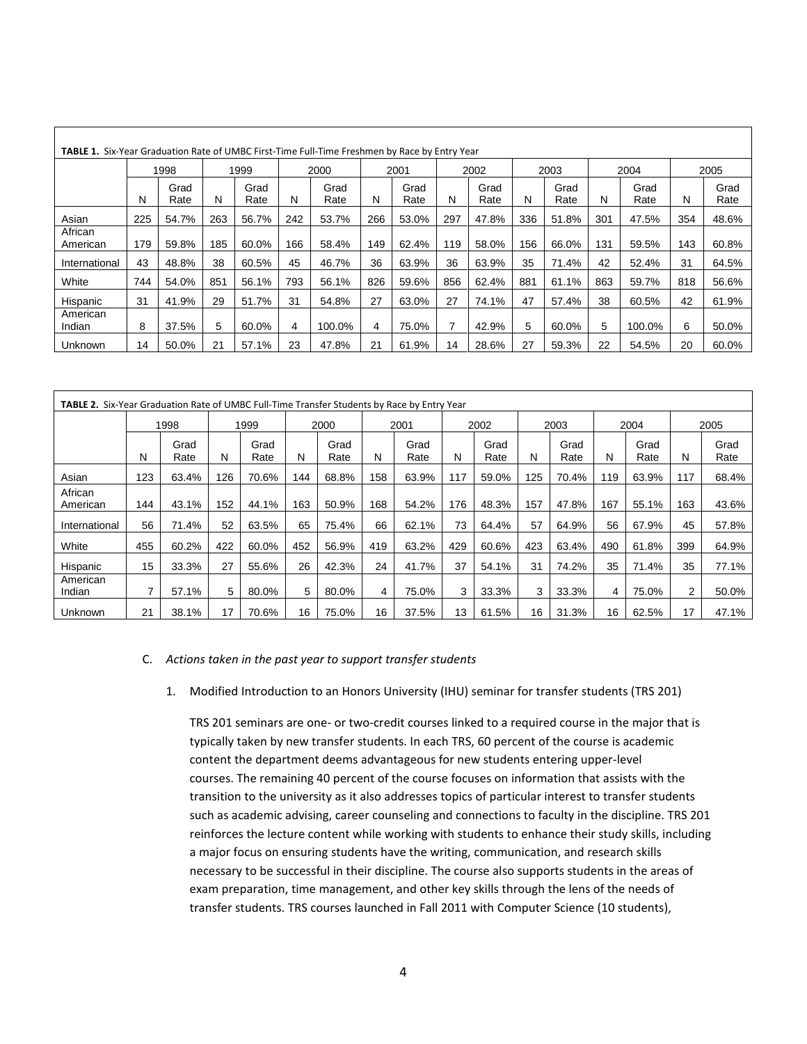**TABLE 1.** Six-Year Graduation Rate of UMBC First-Time Full-Time Freshmen by Race by Entry Year

| | 1998 | | 1999 | | 2000 | | 2001 | | 2002 | | 2003 | | 2004 | | 2005 | |
|---|---|---|---|---|---|---|---|---|---|---|---|---|---|---|---|---|
| | N | Grad Rate | N | Grad Rate | N | Grad Rate | N | Grad Rate | N | Grad Rate | N | Grad Rate | N | Grad Rate | N | Grad Rate |
| Asian | 225 | 54.7% | 263 | 56.7% | 242 | 53.7% | 266 | 53.0% | 297 | 47.8% | 336 | 51.8% | 301 | 47.5% | 354 | 48.6% |
| African American | 179 | 59.8% | 185 | 60.0% | 166 | 58.4% | 149 | 62.4% | 119 | 58.0% | 156 | 66.0% | 131 | 59.5% | 143 | 60.8% |
| International | 43 | 48.8% | 38 | 60.5% | 45 | 46.7% | 36 | 63.9% | 36 | 63.9% | 35 | 71.4% | 42 | 52.4% | 31 | 64.5% |
| White | 744 | 54.0% | 851 | 56.1% | 793 | 56.1% | 826 | 59.6% | 856 | 62.4% | 881 | 61.1% | 863 | 59.7% | 818 | 56.6% |
| Hispanic | 31 | 41.9% | 29 | 51.7% | 31 | 54.8% | 27 | 63.0% | 27 | 74.1% | 47 | 57.4% | 38 | 60.5% | 42 | 61.9% |
| American Indian | 8 | 37.5% | 5 | 60.0% | 4 | 100.0% | 4 | 75.0% | 7 | 42.9% | 5 | 60.0% | 5 | 100.0% | 6 | 50.0% |
| Unknown | 14 | 50.0% | 21 | 57.1% | 23 | 47.8% | 21 | 61.9% | 14 | 28.6% | 27 | 59.3% | 22 | 54.5% | 20 | 60.0% |

**TABLE 2.** Six-Year Graduation Rate of UMBC Full-Time Transfer Students by Race by Entry Year

| | 1998 | | 1999 | | 2000 | | 2001 | | 2002 | | 2003 | | 2004 | | 2005 | |
|---|---|---|---|---|---|---|---|---|---|---|---|---|---|---|---|---|
| | N | Grad Rate | N | Grad Rate | N | Grad Rate | N | Grad Rate | N | Grad Rate | N | Grad Rate | N | Grad Rate | N | Grad Rate |
| Asian | 123 | 63.4% | 126 | 70.6% | 144 | 68.8% | 158 | 63.9% | 117 | 59.0% | 125 | 70.4% | 119 | 63.9% | 117 | 68.4% |
| African American | 144 | 43.1% | 152 | 44.1% | 163 | 50.9% | 168 | 54.2% | 176 | 48.3% | 157 | 47.8% | 167 | 55.1% | 163 | 43.6% |
| International | 56 | 71.4% | 52 | 63.5% | 65 | 75.4% | 66 | 62.1% | 73 | 64.4% | 57 | 64.9% | 56 | 67.9% | 45 | 57.8% |
| White | 455 | 60.2% | 422 | 60.0% | 452 | 56.9% | 419 | 63.2% | 429 | 60.6% | 423 | 63.4% | 490 | 61.8% | 399 | 64.9% |
| Hispanic | 15 | 33.3% | 27 | 55.6% | 26 | 42.3% | 24 | 41.7% | 37 | 54.1% | 31 | 74.2% | 35 | 71.4% | 35 | 77.1% |
| American Indian | 7 | 57.1% | 5 | 80.0% | 5 | 80.0% | 4 | 75.0% | 3 | 33.3% | 3 | 33.3% | 4 | 75.0% | 2 | 50.0% |
| Unknown | 21 | 38.1% | 17 | 70.6% | 16 | 75.0% | 16 | 37.5% | 13 | 61.5% | 16 | 31.3% | 16 | 62.5% | 17 | 47.1% |

C. *Actions taken in the past year to support transfer students*

1. Modified Introduction to an Honors University (IHU) seminar for transfer students (TRS 201)

   TRS 201 seminars are one- or two-credit courses linked to a required course in the major that is typically taken by new transfer students. In each TRS, 60 percent of the course is academic content the department deems advantageous for new students entering upper-level courses. The remaining 40 percent of the course focuses on information that assists with the transition to the university as it also addresses topics of particular interest to transfer students such as academic advising, career counseling and connections to faculty in the discipline. TRS 201 reinforces the lecture content while working with students to enhance their study skills, including a major focus on ensuring students have the writing, communication, and research skills necessary to be successful in their discipline. The course also supports students in the areas of exam preparation, time management, and other key skills through the lens of the needs of transfer students. TRS courses launched in Fall 2011 with Computer Science (10 students),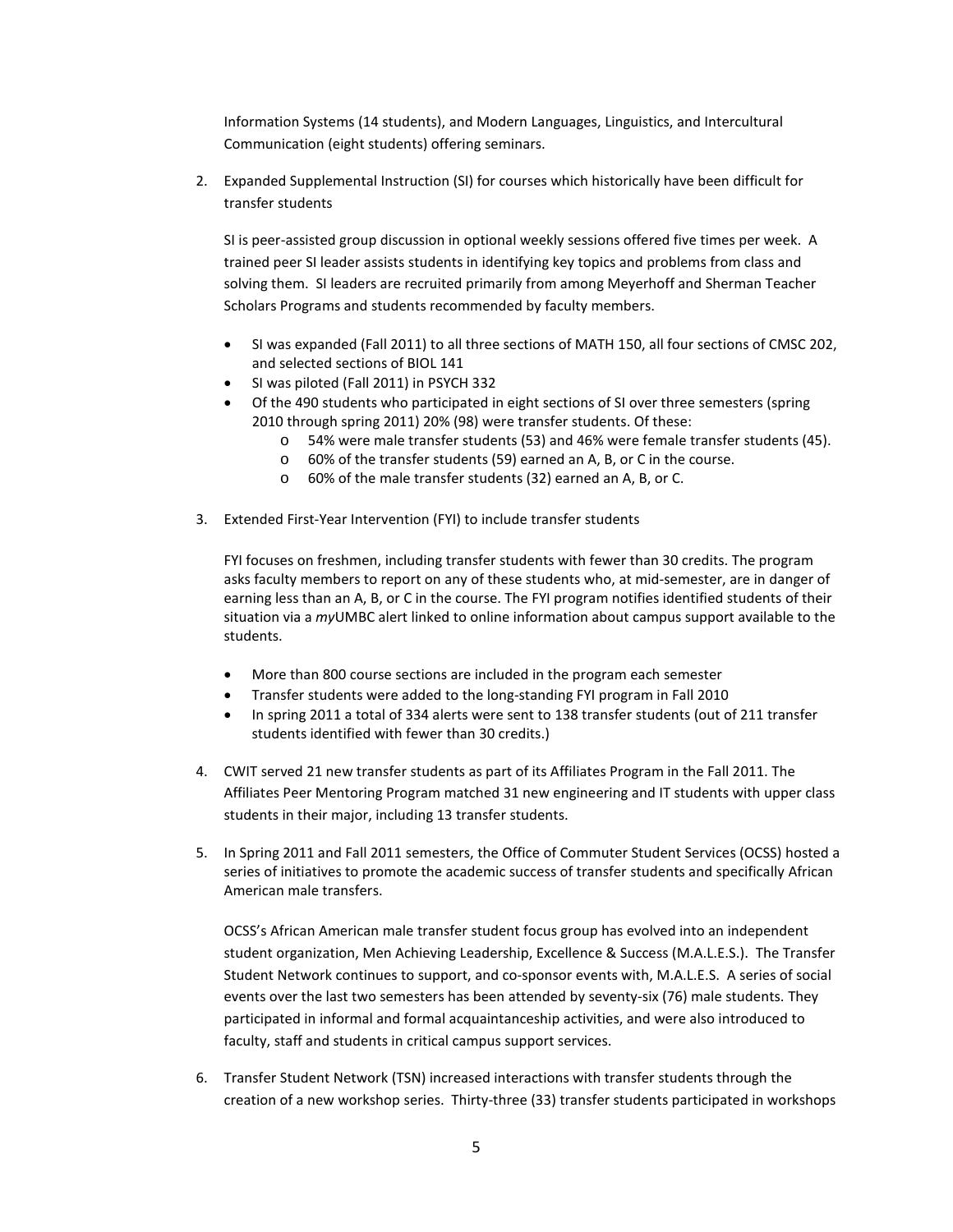Information Systems (14 students), and Modern Languages, Linguistics, and Intercultural Communication (eight students) offering seminars.

2. Expanded Supplemental Instruction (SI) for courses which historically have been difficult for transfer students

   SI is peer-assisted group discussion in optional weekly sessions offered five times per week. A trained peer SI leader assists students in identifying key topics and problems from class and solving them. SI leaders are recruited primarily from among Meyerhoff and Sherman Teacher Scholars Programs and students recommended by faculty members.

   - SI was expanded (Fall 2011) to all three sections of MATH 150, all four sections of CMSC 202, and selected sections of BIOL 141
   - SI was piloted (Fall 2011) in PSYCH 332
   - Of the 490 students who participated in eight sections of SI over three semesters (spring 2010 through spring 2011) 20% (98) were transfer students. Of these:
     - 54% were male transfer students (53) and 46% were female transfer students (45).
     - 60% of the transfer students (59) earned an A, B, or C in the course.
     - 60% of the male transfer students (32) earned an A, B, or C.

3. Extended First-Year Intervention (FYI) to include transfer students

   FYI focuses on freshmen, including transfer students with fewer than 30 credits. The program asks faculty members to report on any of these students who, at mid-semester, are in danger of earning less than an A, B, or C in the course. The FYI program notifies identified students of their situation via a *my*UMBC alert linked to online information about campus support available to the students.

   - More than 800 course sections are included in the program each semester
   - Transfer students were added to the long-standing FYI program in Fall 2010
   - In spring 2011 a total of 334 alerts were sent to 138 transfer students (out of 211 transfer students identified with fewer than 30 credits.)

4. CWIT served 21 new transfer students as part of its Affiliates Program in the Fall 2011. The Affiliates Peer Mentoring Program matched 31 new engineering and IT students with upper class students in their major, including 13 transfer students.

5. In Spring 2011 and Fall 2011 semesters, the Office of Commuter Student Services (OCSS) hosted a series of initiatives to promote the academic success of transfer students and specifically African American male transfers.

   OCSS's African American male transfer student focus group has evolved into an independent student organization, Men Achieving Leadership, Excellence & Success (M.A.L.E.S.). The Transfer Student Network continues to support, and co-sponsor events with, M.A.L.E.S. A series of social events over the last two semesters has been attended by seventy-six (76) male students. They participated in informal and formal acquaintanceship activities, and were also introduced to faculty, staff and students in critical campus support services.

6. Transfer Student Network (TSN) increased interactions with transfer students through the creation of a new workshop series. Thirty-three (33) transfer students participated in workshops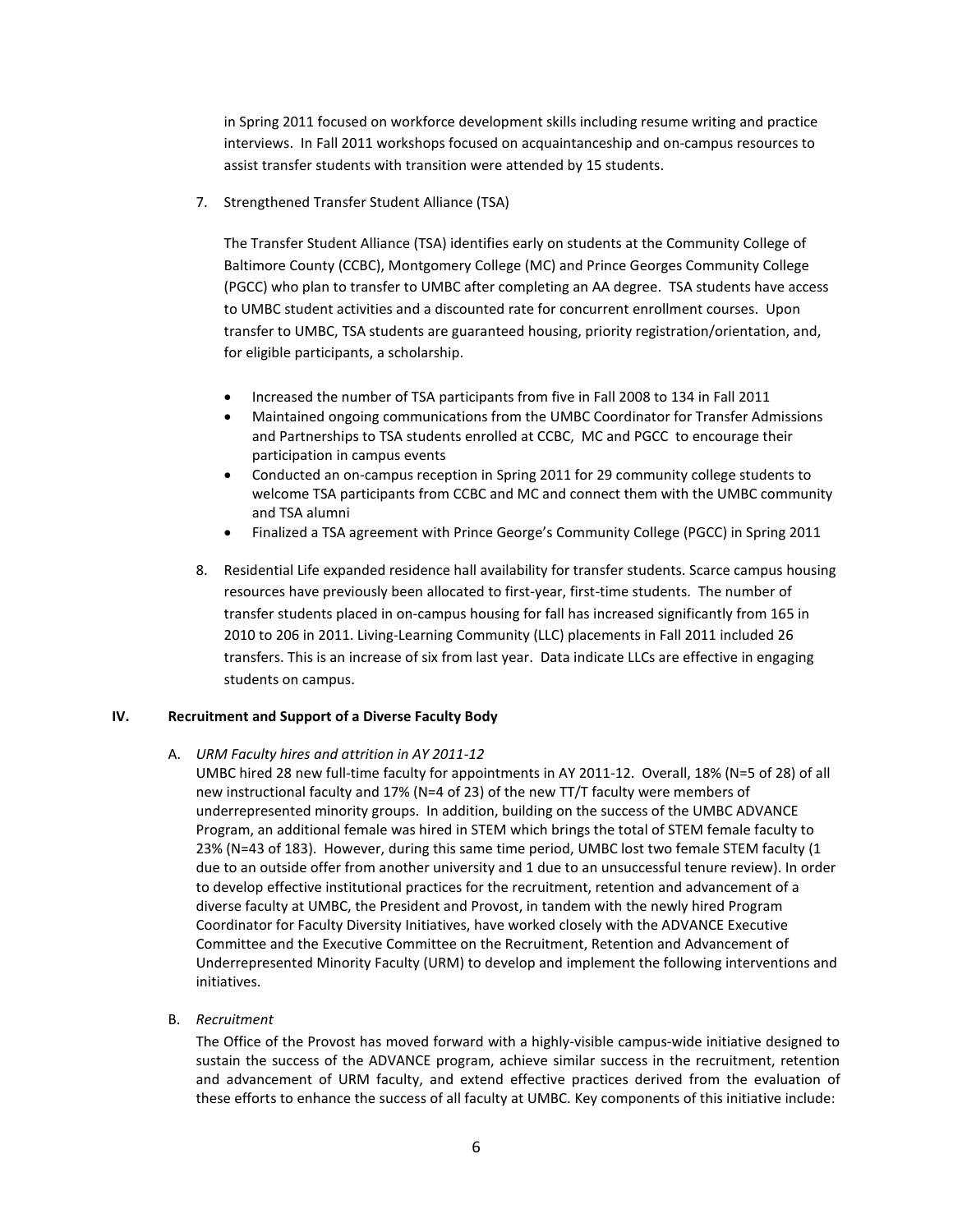in Spring 2011 focused on workforce development skills including resume writing and practice interviews. In Fall 2011 workshops focused on acquaintanceship and on-campus resources to assist transfer students with transition were attended by 15 students.

7. Strengthened Transfer Student Alliance (TSA)

   The Transfer Student Alliance (TSA) identifies early on students at the Community College of Baltimore County (CCBC), Montgomery College (MC) and Prince Georges Community College (PGCC) who plan to transfer to UMBC after completing an AA degree. TSA students have access to UMBC student activities and a discounted rate for concurrent enrollment courses. Upon transfer to UMBC, TSA students are guaranteed housing, priority registration/orientation, and, for eligible participants, a scholarship.

   - Increased the number of TSA participants from five in Fall 2008 to 134 in Fall 2011
   - Maintained ongoing communications from the UMBC Coordinator for Transfer Admissions and Partnerships to TSA students enrolled at CCBC, MC and PGCC to encourage their participation in campus events
   - Conducted an on-campus reception in Spring 2011 for 29 community college students to welcome TSA participants from CCBC and MC and connect them with the UMBC community and TSA alumni
   - Finalized a TSA agreement with Prince George's Community College (PGCC) in Spring 2011

8. Residential Life expanded residence hall availability for transfer students. Scarce campus housing resources have previously been allocated to first-year, first-time students. The number of transfer students placed in on-campus housing for fall has increased significantly from 165 in 2010 to 206 in 2011. Living-Learning Community (LLC) placements in Fall 2011 included 26 transfers. This is an increase of six from last year. Data indicate LLCs are effective in engaging students on campus.

## IV. Recruitment and Support of a Diverse Faculty Body

A. *URM Faculty hires and attrition in AY 2011-12*

UMBC hired 28 new full-time faculty for appointments in AY 2011-12. Overall, 18% (N=5 of 28) of all new instructional faculty and 17% (N=4 of 23) of the new TT/T faculty were members of underrepresented minority groups. In addition, building on the success of the UMBC ADVANCE Program, an additional female was hired in STEM which brings the total of STEM female faculty to 23% (N=43 of 183). However, during this same time period, UMBC lost two female STEM faculty (1 due to an outside offer from another university and 1 due to an unsuccessful tenure review). In order to develop effective institutional practices for the recruitment, retention and advancement of a diverse faculty at UMBC, the President and Provost, in tandem with the newly hired Program Coordinator for Faculty Diversity Initiatives, have worked closely with the ADVANCE Executive Committee and the Executive Committee on the Recruitment, Retention and Advancement of Underrepresented Minority Faculty (URM) to develop and implement the following interventions and initiatives.

B. *Recruitment*

The Office of the Provost has moved forward with a highly-visible campus-wide initiative designed to sustain the success of the ADVANCE program, achieve similar success in the recruitment, retention and advancement of URM faculty, and extend effective practices derived from the evaluation of these efforts to enhance the success of all faculty at UMBC. Key components of this initiative include: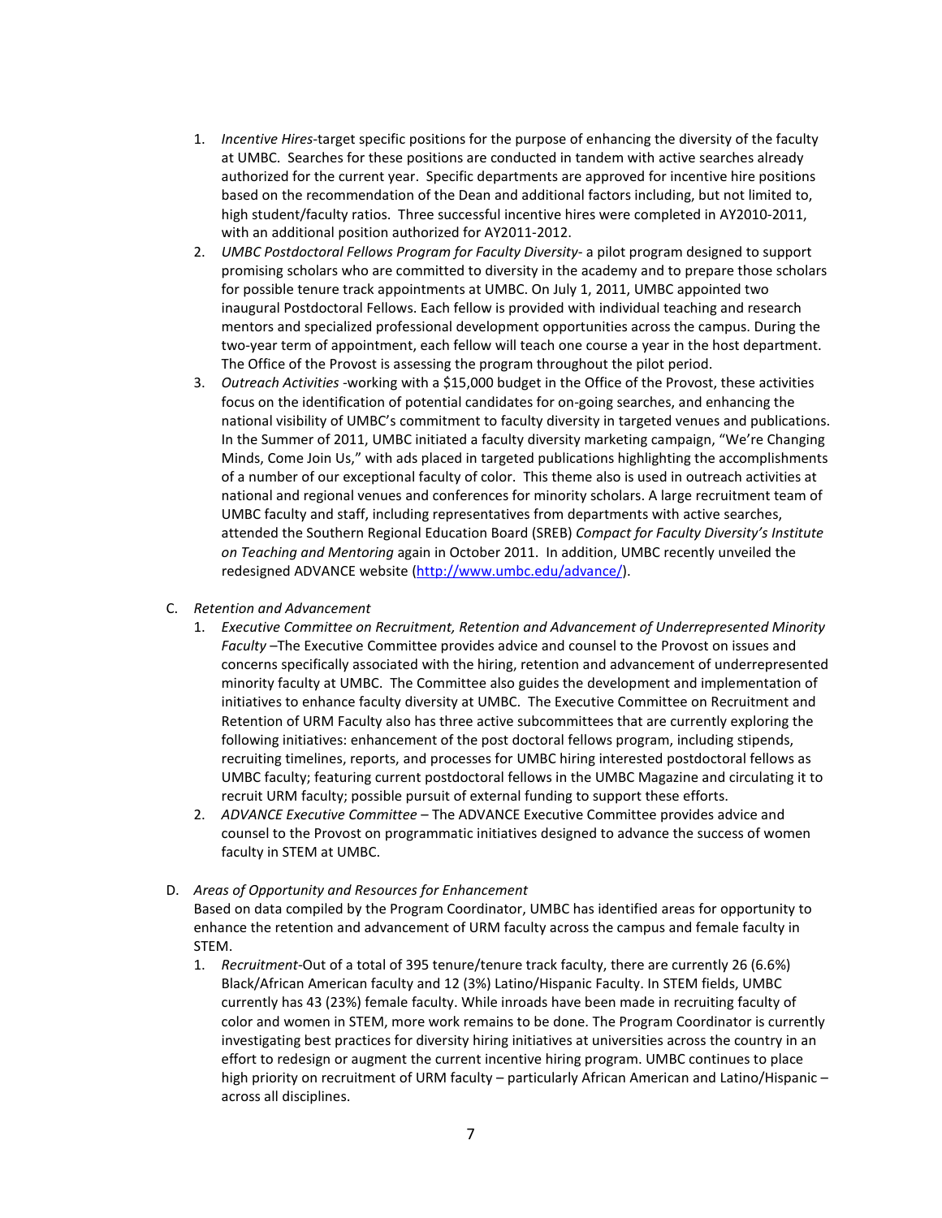1. *Incentive Hires*-target specific positions for the purpose of enhancing the diversity of the faculty at UMBC. Searches for these positions are conducted in tandem with active searches already authorized for the current year. Specific departments are approved for incentive hire positions based on the recommendation of the Dean and additional factors including, but not limited to, high student/faculty ratios. Three successful incentive hires were completed in AY2010-2011, with an additional position authorized for AY2011-2012.
2. *UMBC Postdoctoral Fellows Program for Faculty Diversity*- a pilot program designed to support promising scholars who are committed to diversity in the academy and to prepare those scholars for possible tenure track appointments at UMBC. On July 1, 2011, UMBC appointed two inaugural Postdoctoral Fellows. Each fellow is provided with individual teaching and research mentors and specialized professional development opportunities across the campus. During the two-year term of appointment, each fellow will teach one course a year in the host department. The Office of the Provost is assessing the program throughout the pilot period.
3. *Outreach Activities* -working with a $15,000 budget in the Office of the Provost, these activities focus on the identification of potential candidates for on-going searches, and enhancing the national visibility of UMBC's commitment to faculty diversity in targeted venues and publications. In the Summer of 2011, UMBC initiated a faculty diversity marketing campaign, "We're Changing Minds, Come Join Us," with ads placed in targeted publications highlighting the accomplishments of a number of our exceptional faculty of color. This theme also is used in outreach activities at national and regional venues and conferences for minority scholars. A large recruitment team of UMBC faculty and staff, including representatives from departments with active searches, attended the Southern Regional Education Board (SREB) *Compact for Faculty Diversity's Institute on Teaching and Mentoring* again in October 2011. In addition, UMBC recently unveiled the redesigned ADVANCE website (http://www.umbc.edu/advance/).

C. *Retention and Advancement*

1. *Executive Committee on Recruitment, Retention and Advancement of Underrepresented Minority Faculty* –The Executive Committee provides advice and counsel to the Provost on issues and concerns specifically associated with the hiring, retention and advancement of underrepresented minority faculty at UMBC. The Committee also guides the development and implementation of initiatives to enhance faculty diversity at UMBC. The Executive Committee on Recruitment and Retention of URM Faculty also has three active subcommittees that are currently exploring the following initiatives: enhancement of the post doctoral fellows program, including stipends, recruiting timelines, reports, and processes for UMBC hiring interested postdoctoral fellows as UMBC faculty; featuring current postdoctoral fellows in the UMBC Magazine and circulating it to recruit URM faculty; possible pursuit of external funding to support these efforts.
2. *ADVANCE Executive Committee* – The ADVANCE Executive Committee provides advice and counsel to the Provost on programmatic initiatives designed to advance the success of women faculty in STEM at UMBC.

D. *Areas of Opportunity and Resources for Enhancement*

Based on data compiled by the Program Coordinator, UMBC has identified areas for opportunity to enhance the retention and advancement of URM faculty across the campus and female faculty in STEM.

1. *Recruitment*-Out of a total of 395 tenure/tenure track faculty, there are currently 26 (6.6%) Black/African American faculty and 12 (3%) Latino/Hispanic Faculty. In STEM fields, UMBC currently has 43 (23%) female faculty. While inroads have been made in recruiting faculty of color and women in STEM, more work remains to be done. The Program Coordinator is currently investigating best practices for diversity hiring initiatives at universities across the country in an effort to redesign or augment the current incentive hiring program. UMBC continues to place high priority on recruitment of URM faculty – particularly African American and Latino/Hispanic – across all disciplines.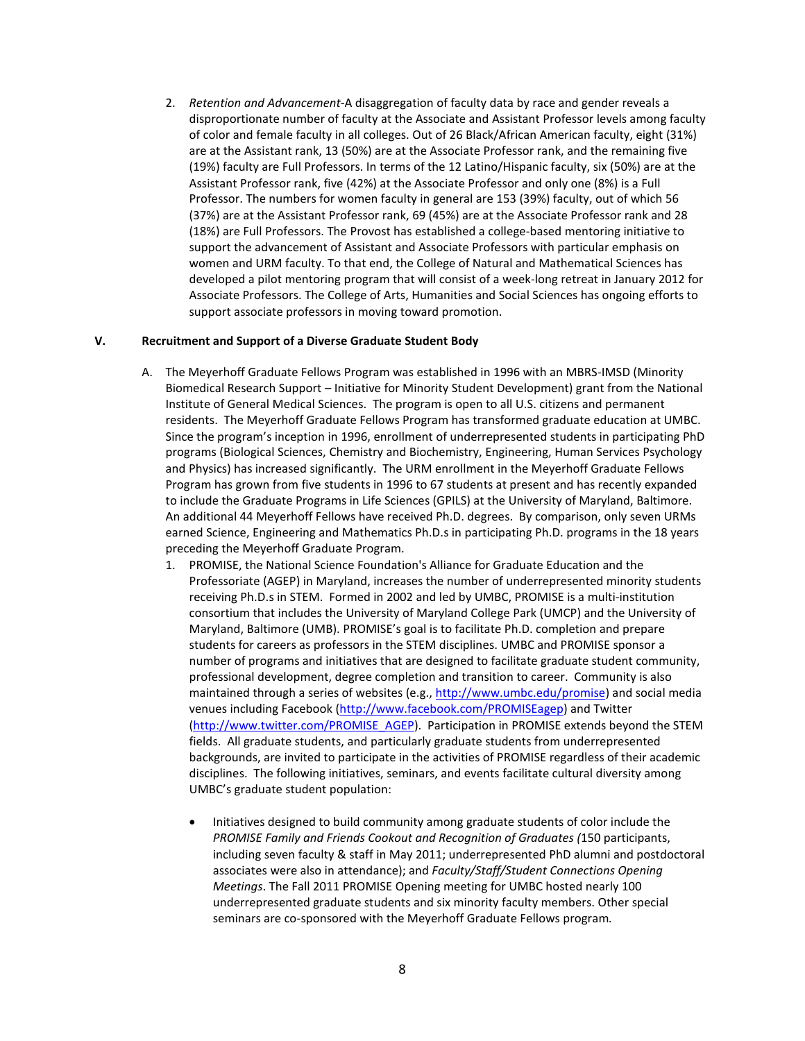2. *Retention and Advancement*-A disaggregation of faculty data by race and gender reveals a disproportionate number of faculty at the Associate and Assistant Professor levels among faculty of color and female faculty in all colleges. Out of 26 Black/African American faculty, eight (31%) are at the Assistant rank, 13 (50%) are at the Associate Professor rank, and the remaining five (19%) faculty are Full Professors. In terms of the 12 Latino/Hispanic faculty, six (50%) are at the Assistant Professor rank, five (42%) at the Associate Professor and only one (8%) is a Full Professor. The numbers for women faculty in general are 153 (39%) faculty, out of which 56 (37%) are at the Assistant Professor rank, 69 (45%) are at the Associate Professor rank and 28 (18%) are Full Professors. The Provost has established a college-based mentoring initiative to support the advancement of Assistant and Associate Professors with particular emphasis on women and URM faculty. To that end, the College of Natural and Mathematical Sciences has developed a pilot mentoring program that will consist of a week-long retreat in January 2012 for Associate Professors. The College of Arts, Humanities and Social Sciences has ongoing efforts to support associate professors in moving toward promotion.

## V. Recruitment and Support of a Diverse Graduate Student Body

A. The Meyerhoff Graduate Fellows Program was established in 1996 with an MBRS-IMSD (Minority Biomedical Research Support – Initiative for Minority Student Development) grant from the National Institute of General Medical Sciences. The program is open to all U.S. citizens and permanent residents. The Meyerhoff Graduate Fellows Program has transformed graduate education at UMBC. Since the program's inception in 1996, enrollment of underrepresented students in participating PhD programs (Biological Sciences, Chemistry and Biochemistry, Engineering, Human Services Psychology and Physics) has increased significantly. The URM enrollment in the Meyerhoff Graduate Fellows Program has grown from five students in 1996 to 67 students at present and has recently expanded to include the Graduate Programs in Life Sciences (GPILS) at the University of Maryland, Baltimore. An additional 44 Meyerhoff Fellows have received Ph.D. degrees. By comparison, only seven URMs earned Science, Engineering and Mathematics Ph.D.s in participating Ph.D. programs in the 18 years preceding the Meyerhoff Graduate Program.

1. PROMISE, the National Science Foundation's Alliance for Graduate Education and the Professoriate (AGEP) in Maryland, increases the number of underrepresented minority students receiving Ph.D.s in STEM. Formed in 2002 and led by UMBC, PROMISE is a multi-institution consortium that includes the University of Maryland College Park (UMCP) and the University of Maryland, Baltimore (UMB). PROMISE's goal is to facilitate Ph.D. completion and prepare students for careers as professors in the STEM disciplines. UMBC and PROMISE sponsor a number of programs and initiatives that are designed to facilitate graduate student community, professional development, degree completion and transition to career. Community is also maintained through a series of websites (e.g., http://www.umbc.edu/promise) and social media venues including Facebook (http://www.facebook.com/PROMISEagep) and Twitter (http://www.twitter.com/PROMISE_AGEP). Participation in PROMISE extends beyond the STEM fields. All graduate students, and particularly graduate students from underrepresented backgrounds, are invited to participate in the activities of PROMISE regardless of their academic disciplines. The following initiatives, seminars, and events facilitate cultural diversity among UMBC's graduate student population:

   - Initiatives designed to build community among graduate students of color include the *PROMISE Family and Friends Cookout and Recognition of Graduates (*150 participants, including seven faculty & staff in May 2011; underrepresented PhD alumni and postdoctoral associates were also in attendance); and *Faculty/Staff/Student Connections Opening Meetings*. The Fall 2011 PROMISE Opening meeting for UMBC hosted nearly 100 underrepresented graduate students and six minority faculty members. Other special seminars are co-sponsored with the Meyerhoff Graduate Fellows program*.*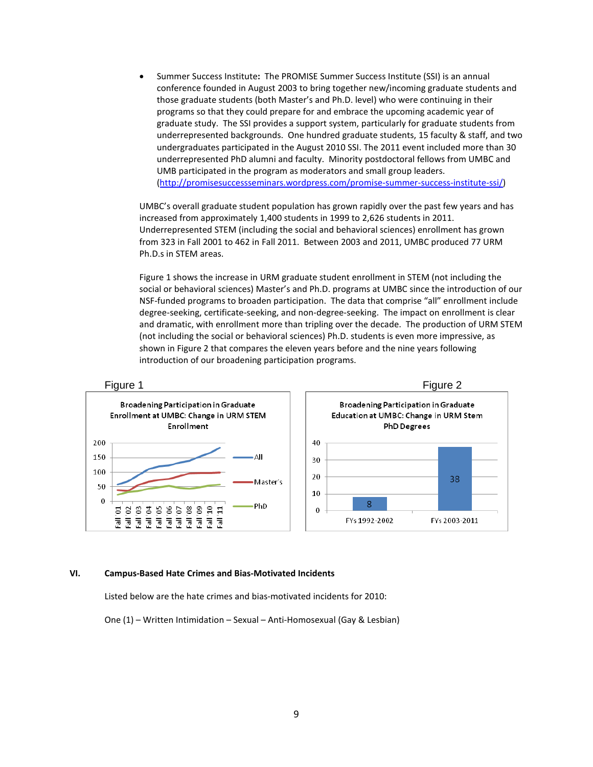- Summer Success Institute**:** The PROMISE Summer Success Institute (SSI) is an annual conference founded in August 2003 to bring together new/incoming graduate students and those graduate students (both Master's and Ph.D. level) who were continuing in their programs so that they could prepare for and embrace the upcoming academic year of graduate study. The SSI provides a support system, particularly for graduate students from underrepresented backgrounds. One hundred graduate students, 15 faculty & staff, and two undergraduates participated in the August 2010 SSI. The 2011 event included more than 30 underrepresented PhD alumni and faculty. Minority postdoctoral fellows from UMBC and UMB participated in the program as moderators and small group leaders. (http://promisesuccessseminars.wordpress.com/promise-summer-success-institute-ssi/)

UMBC's overall graduate student population has grown rapidly over the past few years and has increased from approximately 1,400 students in 1999 to 2,626 students in 2011. Underrepresented STEM (including the social and behavioral sciences) enrollment has grown from 323 in Fall 2001 to 462 in Fall 2011. Between 2003 and 2011, UMBC produced 77 URM Ph.D.s in STEM areas.

Figure 1 shows the increase in URM graduate student enrollment in STEM (not including the social or behavioral sciences) Master's and Ph.D. programs at UMBC since the introduction of our NSF-funded programs to broaden participation. The data that comprise "all" enrollment include degree-seeking, certificate-seeking, and non-degree-seeking. The impact on enrollment is clear and dramatic, with enrollment more than tripling over the decade. The production of URM STEM (not including the social or behavioral sciences) Ph.D. students is even more impressive, as shown in Figure 2 that compares the eleven years before and the nine years following introduction of our broadening participation programs.

Figure 1

Broadening Participation in Graduate Enrollment at UMBC: Change in URM STEM Enrollment

Figure 2

Broadening Participation in Graduate Education at UMBC: Change in URM Stem PhD Degrees

| Period | PhD Degrees |
| --- | --- |
| FYs 1992-2002 | 8 |
| FYs 2003-2011 | 38 |

## VI. Campus-Based Hate Crimes and Bias-Motivated Incidents

Listed below are the hate crimes and bias-motivated incidents for 2010:

One (1) – Written Intimidation – Sexual – Anti-Homosexual (Gay & Lesbian)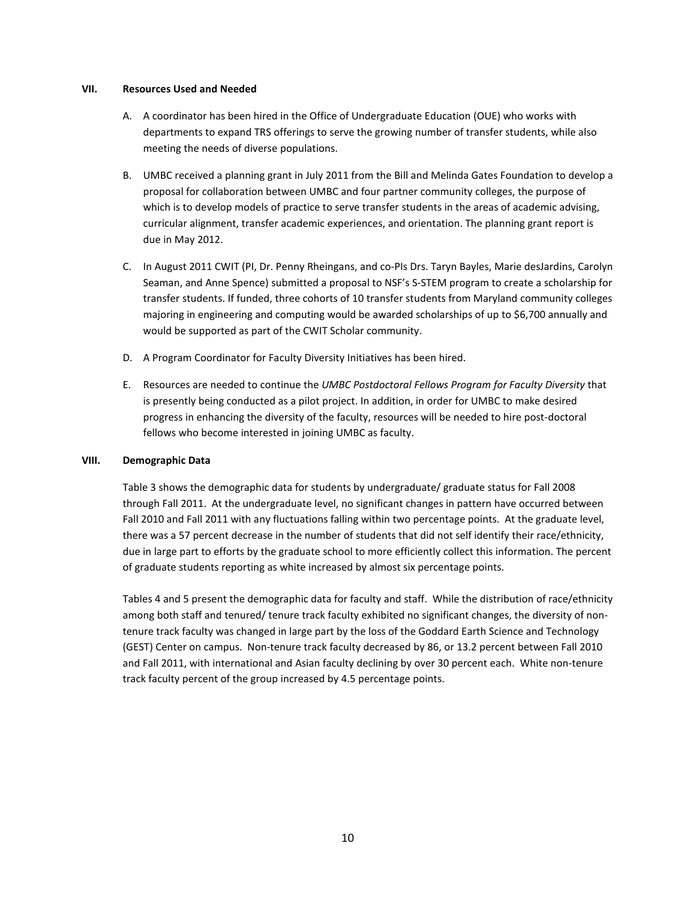### VII. Resources Used and Needed

A. A coordinator has been hired in the Office of Undergraduate Education (OUE) who works with departments to expand TRS offerings to serve the growing number of transfer students, while also meeting the needs of diverse populations.

B. UMBC received a planning grant in July 2011 from the Bill and Melinda Gates Foundation to develop a proposal for collaboration between UMBC and four partner community colleges, the purpose of which is to develop models of practice to serve transfer students in the areas of academic advising, curricular alignment, transfer academic experiences, and orientation. The planning grant report is due in May 2012.

C. In August 2011 CWIT (PI, Dr. Penny Rheingans, and co-PIs Drs. Taryn Bayles, Marie desJardins, Carolyn Seaman, and Anne Spence) submitted a proposal to NSF's S-STEM program to create a scholarship for transfer students. If funded, three cohorts of 10 transfer students from Maryland community colleges majoring in engineering and computing would be awarded scholarships of up to $6,700 annually and would be supported as part of the CWIT Scholar community.

D. A Program Coordinator for Faculty Diversity Initiatives has been hired.

E. Resources are needed to continue the *UMBC Postdoctoral Fellows Program for Faculty Diversity* that is presently being conducted as a pilot project. In addition, in order for UMBC to make desired progress in enhancing the diversity of the faculty, resources will be needed to hire post-doctoral fellows who become interested in joining UMBC as faculty.

### VIII. Demographic Data

Table 3 shows the demographic data for students by undergraduate/ graduate status for Fall 2008 through Fall 2011. At the undergraduate level, no significant changes in pattern have occurred between Fall 2010 and Fall 2011 with any fluctuations falling within two percentage points. At the graduate level, there was a 57 percent decrease in the number of students that did not self identify their race/ethnicity, due in large part to efforts by the graduate school to more efficiently collect this information. The percent of graduate students reporting as white increased by almost six percentage points.

Tables 4 and 5 present the demographic data for faculty and staff. While the distribution of race/ethnicity among both staff and tenured/ tenure track faculty exhibited no significant changes, the diversity of non-tenure track faculty was changed in large part by the loss of the Goddard Earth Science and Technology (GEST) Center on campus. Non-tenure track faculty decreased by 86, or 13.2 percent between Fall 2010 and Fall 2011, with international and Asian faculty declining by over 30 percent each. White non-tenure track faculty percent of the group increased by 4.5 percentage points.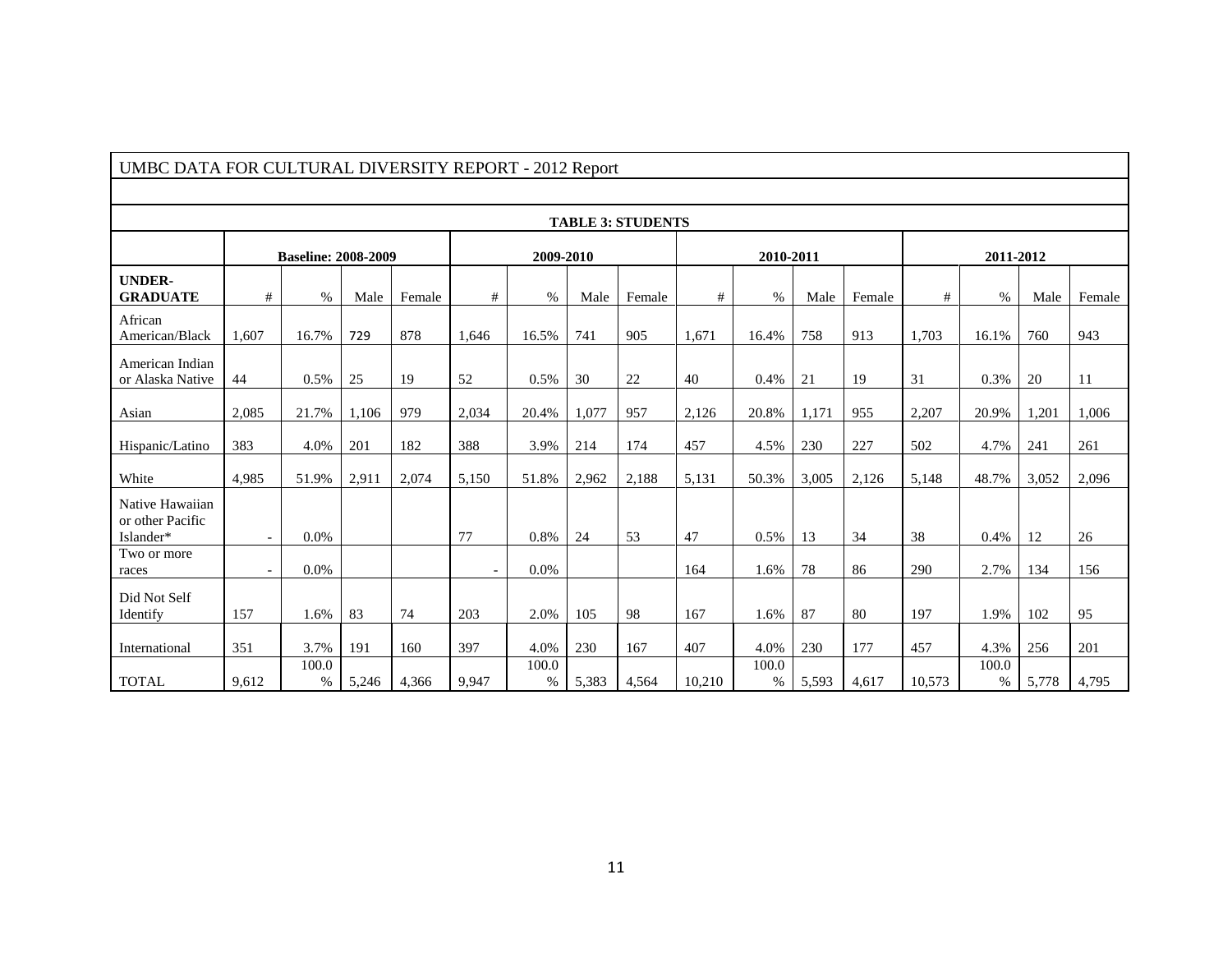# UMBC DATA FOR CULTURAL DIVERSITY REPORT - 2012 Report

| TABLE 3: STUDENTS | | | | | | | | | | | | | | | | |
|---|---|---|---|---|---|---|---|---|---|---|---|---|---|---|---|---|
| | Baseline: 2008-2009 | | | | 2009-2010 | | | | 2010-2011 | | | | 2011-2012 | | | |
| **UNDER-GRADUATE** | # | % | Male | Female | # | % | Male | Female | # | % | Male | Female | # | % | Male | Female |
| African American/Black | 1,607 | 16.7% | 729 | 878 | 1,646 | 16.5% | 741 | 905 | 1,671 | 16.4% | 758 | 913 | 1,703 | 16.1% | 760 | 943 |
| American Indian or Alaska Native | 44 | 0.5% | 25 | 19 | 52 | 0.5% | 30 | 22 | 40 | 0.4% | 21 | 19 | 31 | 0.3% | 20 | 11 |
| Asian | 2,085 | 21.7% | 1,106 | 979 | 2,034 | 20.4% | 1,077 | 957 | 2,126 | 20.8% | 1,171 | 955 | 2,207 | 20.9% | 1,201 | 1,006 |
| Hispanic/Latino | 383 | 4.0% | 201 | 182 | 388 | 3.9% | 214 | 174 | 457 | 4.5% | 230 | 227 | 502 | 4.7% | 241 | 261 |
| White | 4,985 | 51.9% | 2,911 | 2,074 | 5,150 | 51.8% | 2,962 | 2,188 | 5,131 | 50.3% | 3,005 | 2,126 | 5,148 | 48.7% | 3,052 | 2,096 |
| Native Hawaiian or other Pacific Islander* | - | 0.0% | | | 77 | 0.8% | 24 | 53 | 47 | 0.5% | 13 | 34 | 38 | 0.4% | 12 | 26 |
| Two or more races | - | 0.0% | | | - | 0.0% | | | 164 | 1.6% | 78 | 86 | 290 | 2.7% | 134 | 156 |
| Did Not Self Identify | 157 | 1.6% | 83 | 74 | 203 | 2.0% | 105 | 98 | 167 | 1.6% | 87 | 80 | 197 | 1.9% | 102 | 95 |
| International | 351 | 3.7% | 191 | 160 | 397 | 4.0% | 230 | 167 | 407 | 4.0% | 230 | 177 | 457 | 4.3% | 256 | 201 |
| TOTAL | 9,612 | 100.0% | 5,246 | 4,366 | 9,947 | 100.0% | 5,383 | 4,564 | 10,210 | 100.0% | 5,593 | 4,617 | 10,573 | 100.0% | 5,778 | 4,795 |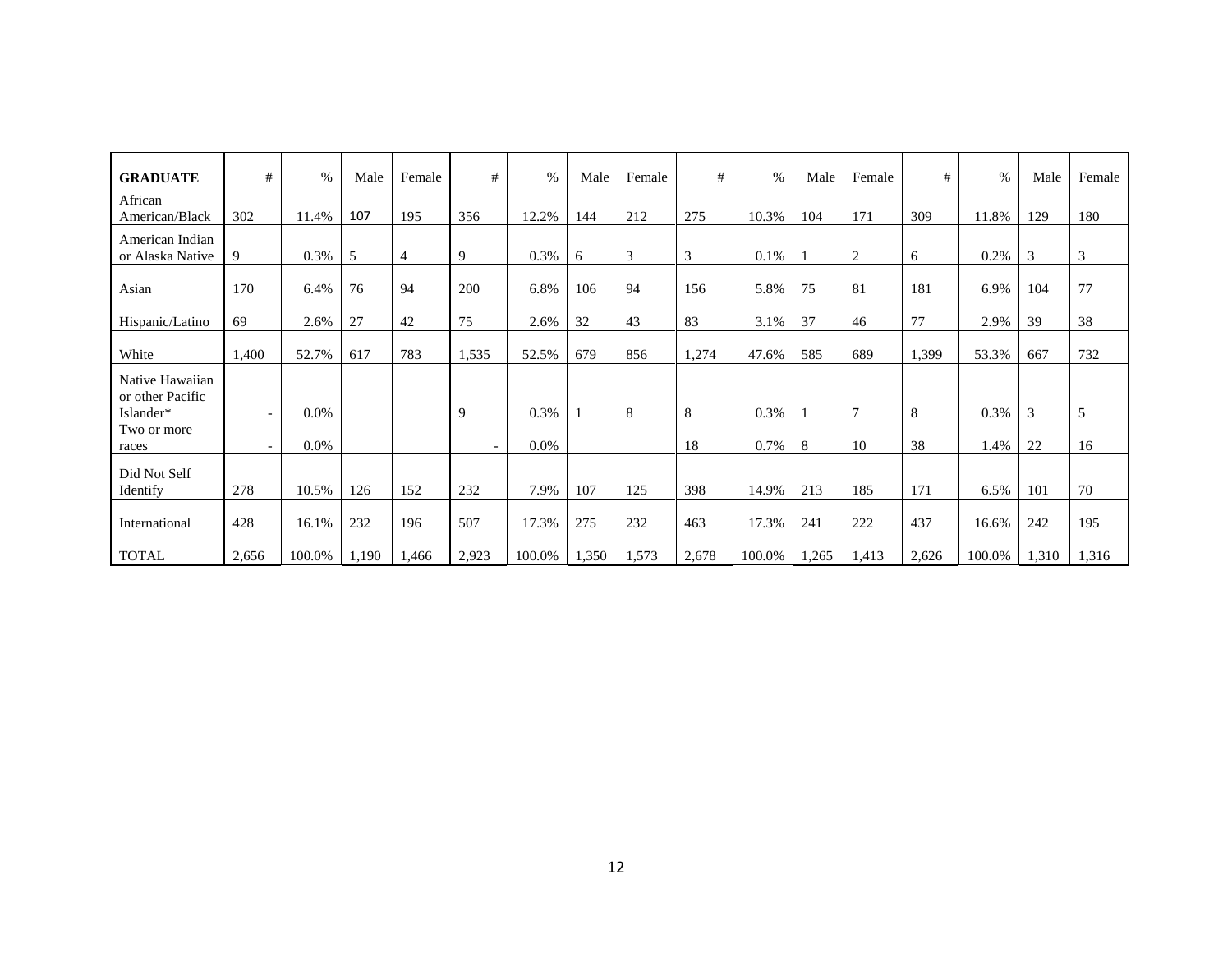| GRADUATE | # | % | Male | Female | # | % | Male | Female | # | % | Male | Female | # | % | Male | Female |
|---|---|---|---|---|---|---|---|---|---|---|---|---|---|---|---|---|
| African American/Black | 302 | 11.4% | 107 | 195 | 356 | 12.2% | 144 | 212 | 275 | 10.3% | 104 | 171 | 309 | 11.8% | 129 | 180 |
| American Indian or Alaska Native | 9 | 0.3% | 5 | 4 | 9 | 0.3% | 6 | 3 | 3 | 0.1% | 1 | 2 | 6 | 0.2% | 3 | 3 |
| Asian | 170 | 6.4% | 76 | 94 | 200 | 6.8% | 106 | 94 | 156 | 5.8% | 75 | 81 | 181 | 6.9% | 104 | 77 |
| Hispanic/Latino | 69 | 2.6% | 27 | 42 | 75 | 2.6% | 32 | 43 | 83 | 3.1% | 37 | 46 | 77 | 2.9% | 39 | 38 |
| White | 1,400 | 52.7% | 617 | 783 | 1,535 | 52.5% | 679 | 856 | 1,274 | 47.6% | 585 | 689 | 1,399 | 53.3% | 667 | 732 |
| Native Hawaiian or other Pacific Islander* | - | 0.0% | | | 9 | 0.3% | 1 | 8 | 8 | 0.3% | 1 | 7 | 8 | 0.3% | 3 | 5 |
| Two or more races | - | 0.0% | | | - | 0.0% | | | 18 | 0.7% | 8 | 10 | 38 | 1.4% | 22 | 16 |
| Did Not Self Identify | 278 | 10.5% | 126 | 152 | 232 | 7.9% | 107 | 125 | 398 | 14.9% | 213 | 185 | 171 | 6.5% | 101 | 70 |
| International | 428 | 16.1% | 232 | 196 | 507 | 17.3% | 275 | 232 | 463 | 17.3% | 241 | 222 | 437 | 16.6% | 242 | 195 |
| TOTAL | 2,656 | 100.0% | 1,190 | 1,466 | 2,923 | 100.0% | 1,350 | 1,573 | 2,678 | 100.0% | 1,265 | 1,413 | 2,626 | 100.0% | 1,310 | 1,316 |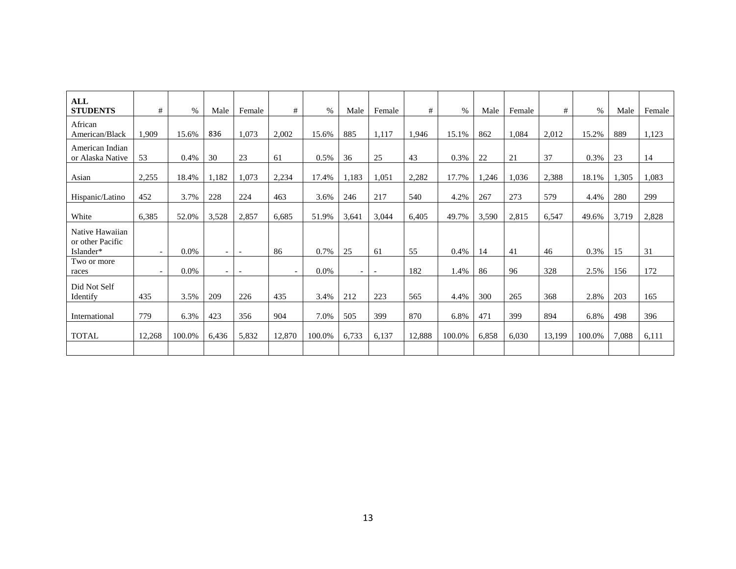| ALL STUDENTS | # | % | Male | Female | # | % | Male | Female | # | % | Male | Female | # | % | Male | Female |
|---|---|---|---|---|---|---|---|---|---|---|---|---|---|---|---|---|
| African American/Black | 1,909 | 15.6% | 836 | 1,073 | 2,002 | 15.6% | 885 | 1,117 | 1,946 | 15.1% | 862 | 1,084 | 2,012 | 15.2% | 889 | 1,123 |
| American Indian or Alaska Native | 53 | 0.4% | 30 | 23 | 61 | 0.5% | 36 | 25 | 43 | 0.3% | 22 | 21 | 37 | 0.3% | 23 | 14 |
| Asian | 2,255 | 18.4% | 1,182 | 1,073 | 2,234 | 17.4% | 1,183 | 1,051 | 2,282 | 17.7% | 1,246 | 1,036 | 2,388 | 18.1% | 1,305 | 1,083 |
| Hispanic/Latino | 452 | 3.7% | 228 | 224 | 463 | 3.6% | 246 | 217 | 540 | 4.2% | 267 | 273 | 579 | 4.4% | 280 | 299 |
| White | 6,385 | 52.0% | 3,528 | 2,857 | 6,685 | 51.9% | 3,641 | 3,044 | 6,405 | 49.7% | 3,590 | 2,815 | 6,547 | 49.6% | 3,719 | 2,828 |
| Native Hawaiian or other Pacific Islander* | - | 0.0% | - | - | 86 | 0.7% | 25 | 61 | 55 | 0.4% | 14 | 41 | 46 | 0.3% | 15 | 31 |
| Two or more races | - | 0.0% | - | - | - | 0.0% | - | - | 182 | 1.4% | 86 | 96 | 328 | 2.5% | 156 | 172 |
| Did Not Self Identify | 435 | 3.5% | 209 | 226 | 435 | 3.4% | 212 | 223 | 565 | 4.4% | 300 | 265 | 368 | 2.8% | 203 | 165 |
| International | 779 | 6.3% | 423 | 356 | 904 | 7.0% | 505 | 399 | 870 | 6.8% | 471 | 399 | 894 | 6.8% | 498 | 396 |
| TOTAL | 12,268 | 100.0% | 6,436 | 5,832 | 12,870 | 100.0% | 6,733 | 6,137 | 12,888 | 100.0% | 6,858 | 6,030 | 13,199 | 100.0% | 7,088 | 6,111 |
| | | | | | | | | | | | | | | | | |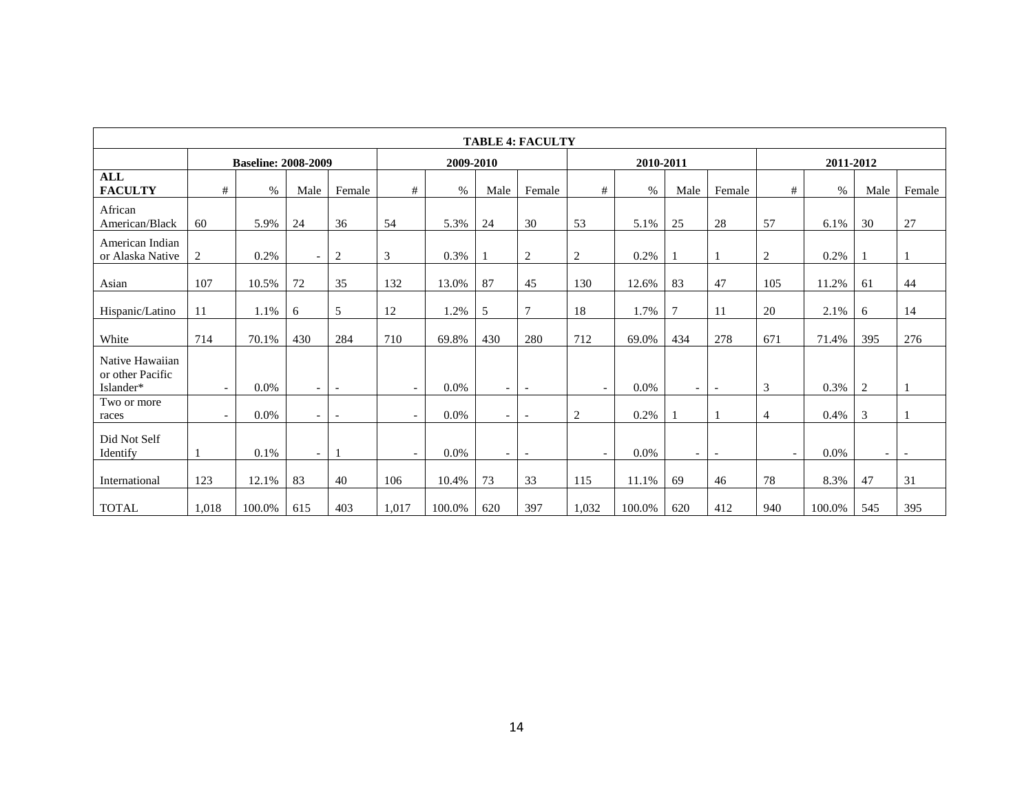| TABLE 4: FACULTY | | | | | | | | | | | | | | | | |
|---|---|---|---|---|---|---|---|---|---|---|---|---|---|---|---|---|
| | Baseline: 2008-2009 | | | | 2009-2010 | | | | 2010-2011 | | | | 2011-2012 | | | |
| **ALL FACULTY** | # | % | Male | Female | # | % | Male | Female | # | % | Male | Female | # | % | Male | Female |
| African American/Black | 60 | 5.9% | 24 | 36 | 54 | 5.3% | 24 | 30 | 53 | 5.1% | 25 | 28 | 57 | 6.1% | 30 | 27 |
| American Indian or Alaska Native | 2 | 0.2% | - | 2 | 3 | 0.3% | 1 | 2 | 2 | 0.2% | 1 | 1 | 2 | 0.2% | 1 | 1 |
| Asian | 107 | 10.5% | 72 | 35 | 132 | 13.0% | 87 | 45 | 130 | 12.6% | 83 | 47 | 105 | 11.2% | 61 | 44 |
| Hispanic/Latino | 11 | 1.1% | 6 | 5 | 12 | 1.2% | 5 | 7 | 18 | 1.7% | 7 | 11 | 20 | 2.1% | 6 | 14 |
| White | 714 | 70.1% | 430 | 284 | 710 | 69.8% | 430 | 280 | 712 | 69.0% | 434 | 278 | 671 | 71.4% | 395 | 276 |
| Native Hawaiian or other Pacific Islander* | - | 0.0% | - | - | - | 0.0% | - | - | - | 0.0% | - | - | 3 | 0.3% | 2 | 1 |
| Two or more races | - | 0.0% | - | - | - | 0.0% | - | - | 2 | 0.2% | 1 | 1 | 4 | 0.4% | 3 | 1 |
| Did Not Self Identify | 1 | 0.1% | - | 1 | - | 0.0% | - | - | - | 0.0% | - | - | - | 0.0% | - | - |
| International | 123 | 12.1% | 83 | 40 | 106 | 10.4% | 73 | 33 | 115 | 11.1% | 69 | 46 | 78 | 8.3% | 47 | 31 |
| TOTAL | 1,018 | 100.0% | 615 | 403 | 1,017 | 100.0% | 620 | 397 | 1,032 | 100.0% | 620 | 412 | 940 | 100.0% | 545 | 395 |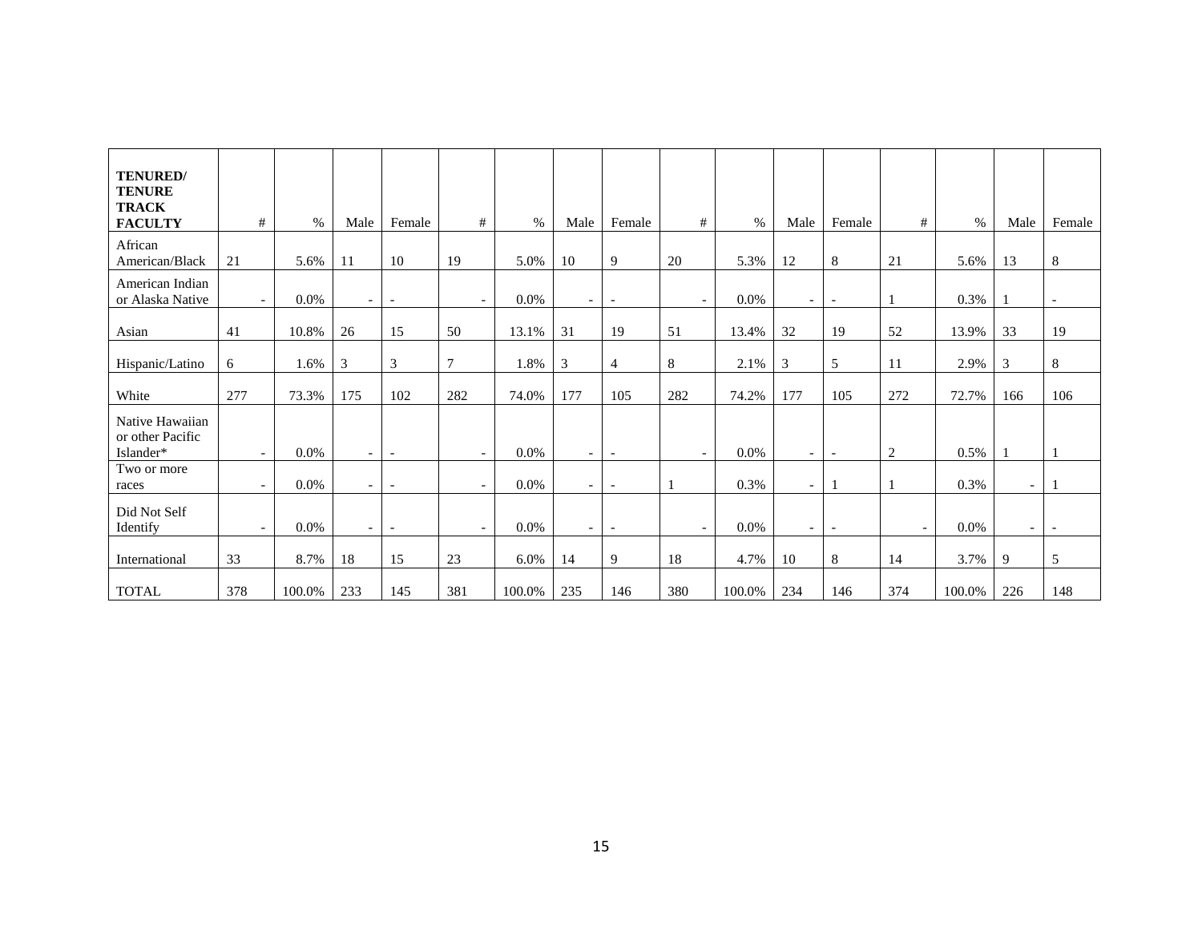| TENURED/ TENURE TRACK FACULTY | # | % | Male | Female | # | % | Male | Female | # | % | Male | Female | # | % | Male | Female |
|---|---|---|---|---|---|---|---|---|---|---|---|---|---|---|---|---|
| African American/Black | 21 | 5.6% | 11 | 10 | 19 | 5.0% | 10 | 9 | 20 | 5.3% | 12 | 8 | 21 | 5.6% | 13 | 8 |
| American Indian or Alaska Native | - | 0.0% | - | - | - | 0.0% | - | - | - | 0.0% | - | - | 1 | 0.3% | 1 | - |
| Asian | 41 | 10.8% | 26 | 15 | 50 | 13.1% | 31 | 19 | 51 | 13.4% | 32 | 19 | 52 | 13.9% | 33 | 19 |
| Hispanic/Latino | 6 | 1.6% | 3 | 3 | 7 | 1.8% | 3 | 4 | 8 | 2.1% | 3 | 5 | 11 | 2.9% | 3 | 8 |
| White | 277 | 73.3% | 175 | 102 | 282 | 74.0% | 177 | 105 | 282 | 74.2% | 177 | 105 | 272 | 72.7% | 166 | 106 |
| Native Hawaiian or other Pacific Islander* | - | 0.0% | - | - | - | 0.0% | - | - | - | 0.0% | - | - | 2 | 0.5% | 1 | 1 |
| Two or more races | - | 0.0% | - | - | - | 0.0% | - | - | 1 | 0.3% | - | 1 | 1 | 0.3% | - | 1 |
| Did Not Self Identify | - | 0.0% | - | - | - | 0.0% | - | - | - | 0.0% | - | - | - | 0.0% | - | - |
| International | 33 | 8.7% | 18 | 15 | 23 | 6.0% | 14 | 9 | 18 | 4.7% | 10 | 8 | 14 | 3.7% | 9 | 5 |
| TOTAL | 378 | 100.0% | 233 | 145 | 381 | 100.0% | 235 | 146 | 380 | 100.0% | 234 | 146 | 374 | 100.0% | 226 | 148 |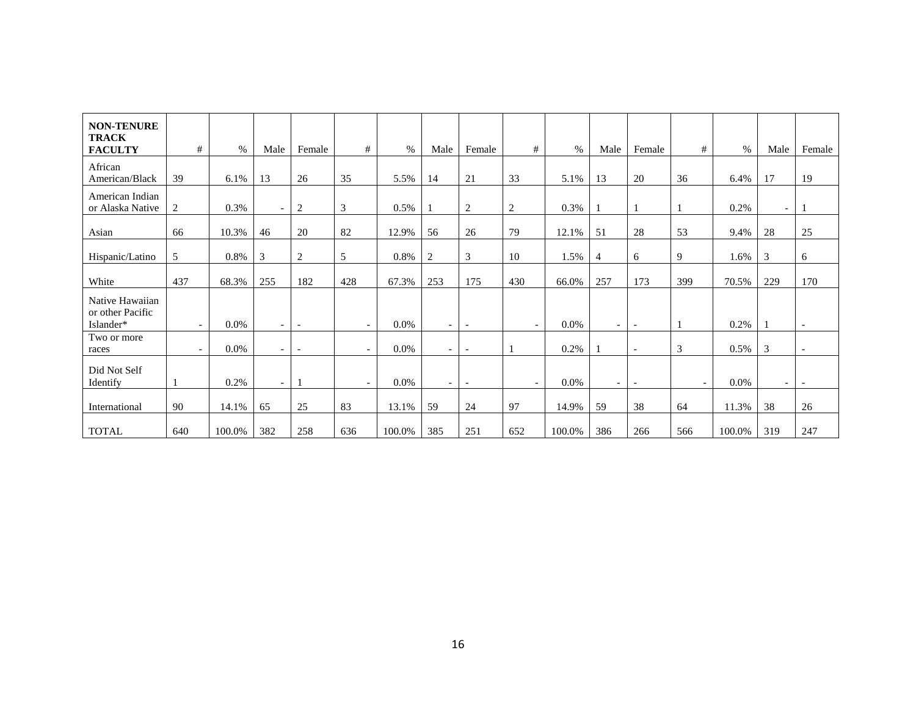| **NON-TENURE TRACK FACULTY** | # | % | Male | Female | # | % | Male | Female | # | % | Male | Female | # | % | Male | Female |
|---|---|---|---|---|---|---|---|---|---|---|---|---|---|---|---|---|
| African American/Black | 39 | 6.1% | 13 | 26 | 35 | 5.5% | 14 | 21 | 33 | 5.1% | 13 | 20 | 36 | 6.4% | 17 | 19 |
| American Indian or Alaska Native | 2 | 0.3% | - | 2 | 3 | 0.5% | 1 | 2 | 2 | 0.3% | 1 | 1 | 1 | 0.2% | - | 1 |
| Asian | 66 | 10.3% | 46 | 20 | 82 | 12.9% | 56 | 26 | 79 | 12.1% | 51 | 28 | 53 | 9.4% | 28 | 25 |
| Hispanic/Latino | 5 | 0.8% | 3 | 2 | 5 | 0.8% | 2 | 3 | 10 | 1.5% | 4 | 6 | 9 | 1.6% | 3 | 6 |
| White | 437 | 68.3% | 255 | 182 | 428 | 67.3% | 253 | 175 | 430 | 66.0% | 257 | 173 | 399 | 70.5% | 229 | 170 |
| Native Hawaiian or other Pacific Islander* | - | 0.0% | - | - | - | 0.0% | - | - | - | 0.0% | - | - | 1 | 0.2% | 1 | - |
| Two or more races | - | 0.0% | - | - | - | 0.0% | - | - | 1 | 0.2% | 1 | - | 3 | 0.5% | 3 | - |
| Did Not Self Identify | 1 | 0.2% | - | 1 | - | 0.0% | - | - | - | 0.0% | - | - | - | 0.0% | - | - |
| International | 90 | 14.1% | 65 | 25 | 83 | 13.1% | 59 | 24 | 97 | 14.9% | 59 | 38 | 64 | 11.3% | 38 | 26 |
| TOTAL | 640 | 100.0% | 382 | 258 | 636 | 100.0% | 385 | 251 | 652 | 100.0% | 386 | 266 | 566 | 100.0% | 319 | 247 |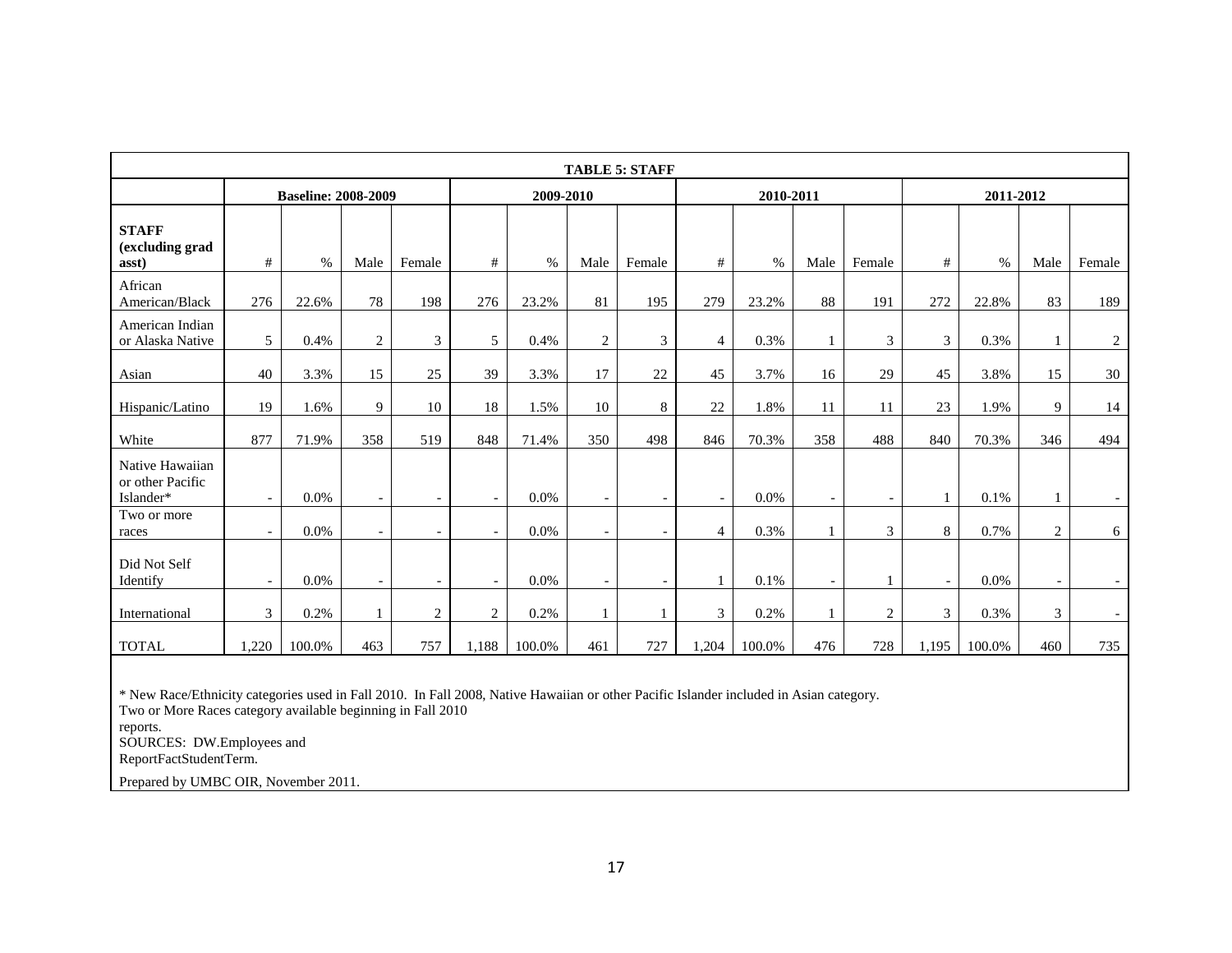**TABLE 5: STAFF**

| | Baseline: 2008-2009 | | | | 2009-2010 | | | | 2010-2011 | | | | 2011-2012 | | | |
|---|---|---|---|---|---|---|---|---|---|---|---|---|---|---|---|---|
| **STAFF (excluding grad asst)** | # | % | Male | Female | # | % | Male | Female | # | % | Male | Female | # | % | Male | Female |
| African American/Black | 276 | 22.6% | 78 | 198 | 276 | 23.2% | 81 | 195 | 279 | 23.2% | 88 | 191 | 272 | 22.8% | 83 | 189 |
| American Indian or Alaska Native | 5 | 0.4% | 2 | 3 | 5 | 0.4% | 2 | 3 | 4 | 0.3% | 1 | 3 | 3 | 0.3% | 1 | 2 |
| Asian | 40 | 3.3% | 15 | 25 | 39 | 3.3% | 17 | 22 | 45 | 3.7% | 16 | 29 | 45 | 3.8% | 15 | 30 |
| Hispanic/Latino | 19 | 1.6% | 9 | 10 | 18 | 1.5% | 10 | 8 | 22 | 1.8% | 11 | 11 | 23 | 1.9% | 9 | 14 |
| White | 877 | 71.9% | 358 | 519 | 848 | 71.4% | 350 | 498 | 846 | 70.3% | 358 | 488 | 840 | 70.3% | 346 | 494 |
| Native Hawaiian or other Pacific Islander* | - | 0.0% | - | - | - | 0.0% | - | - | - | 0.0% | - | - | 1 | 0.1% | 1 | - |
| Two or more races | - | 0.0% | - | - | - | 0.0% | - | - | 4 | 0.3% | 1 | 3 | 8 | 0.7% | 2 | 6 |
| Did Not Self Identify | - | 0.0% | - | - | - | 0.0% | - | - | 1 | 0.1% | - | 1 | - | 0.0% | - | - |
| International | 3 | 0.2% | 1 | 2 | 2 | 0.2% | 1 | 1 | 3 | 0.2% | 1 | 2 | 3 | 0.3% | 3 | - |
| TOTAL | 1,220 | 100.0% | 463 | 757 | 1,188 | 100.0% | 461 | 727 | 1,204 | 100.0% | 476 | 728 | 1,195 | 100.0% | 460 | 735 |

* New Race/Ethnicity categories used in Fall 2010. In Fall 2008, Native Hawaiian or other Pacific Islander included in Asian category.
Two or More Races category available beginning in Fall 2010 reports.
SOURCES: DW.Employees and ReportFactStudentTerm.

Prepared by UMBC OIR, November 2011.